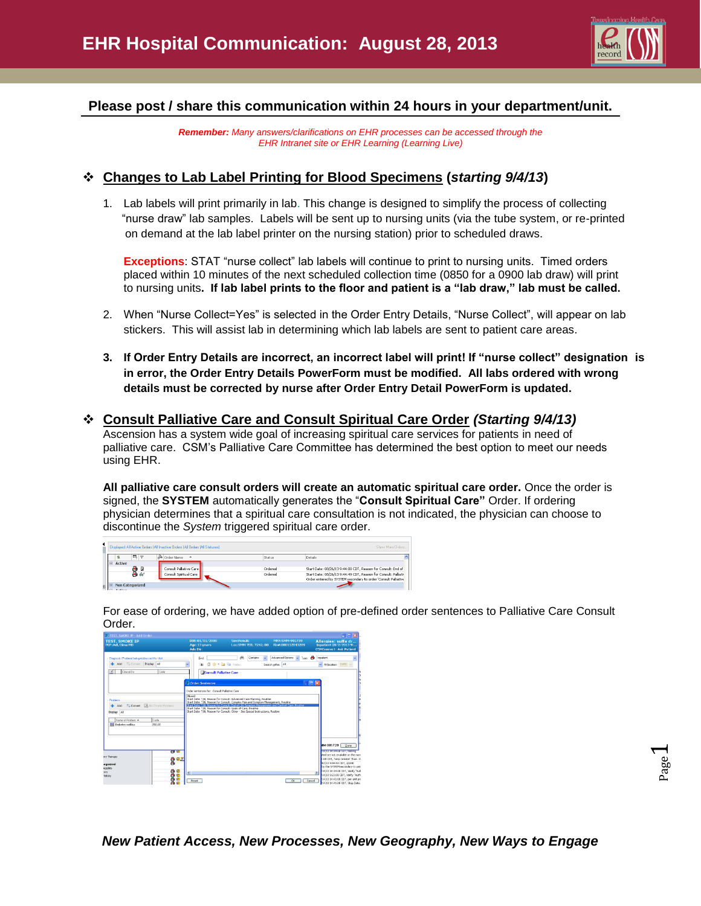# EHR Hospital Communication: August 28, 2013

## Please post / share this communication within 24 hours in your department/unit.

***Remember:*** *Many answers/clarifications on EHR processes can be accessed through the EHR Intranet site or EHR Learning (Learning Live)*

## ❖ Changes to Lab Label Printing for Blood Specimens (*starting 9/4/13*)

1. Lab labels will print primarily in lab. This change is designed to simplify the process of collecting "nurse draw" lab samples. Labels will be sent up to nursing units (via the tube system, or re-printed on demand at the lab label printer on the nursing station) prior to scheduled draws.

   **Exceptions**: STAT "nurse collect" lab labels will continue to print to nursing units. Timed orders placed within 10 minutes of the next scheduled collection time (0850 for a 0900 lab draw) will print to nursing units**. If lab label prints to the floor and patient is a "lab draw," lab must be called.**

2. When "Nurse Collect=Yes" is selected in the Order Entry Details, "Nurse Collect", will appear on lab stickers. This will assist lab in determining which lab labels are sent to patient care areas.

3. **If Order Entry Details are incorrect, an incorrect label will print! If "nurse collect" designation is in error, the Order Entry Details PowerForm must be modified. All labs ordered with wrong details must be corrected by nurse after Order Entry Detail PowerForm is updated.**

## ❖ Consult Palliative Care and Consult Spiritual Care Order *(Starting 9/4/13)*

Ascension has a system wide goal of increasing spiritual care services for patients in need of palliative care. CSM's Palliative Care Committee has determined the best option to meet our needs using EHR.

**All palliative care consult orders will create an automatic spiritual care order.** Once the order is signed, the **SYSTEM** automatically generates the "**Consult Spiritual Care"** Order. If ordering physician determines that a spiritual care consultation is not indicated, the physician can choose to discontinue the *System* triggered spiritual care order.

For ease of ordering, we have added option of pre-defined order sentences to Palliative Care Consult Order.

*New Patient Access, New Processes, New Geography, New Ways to Engage*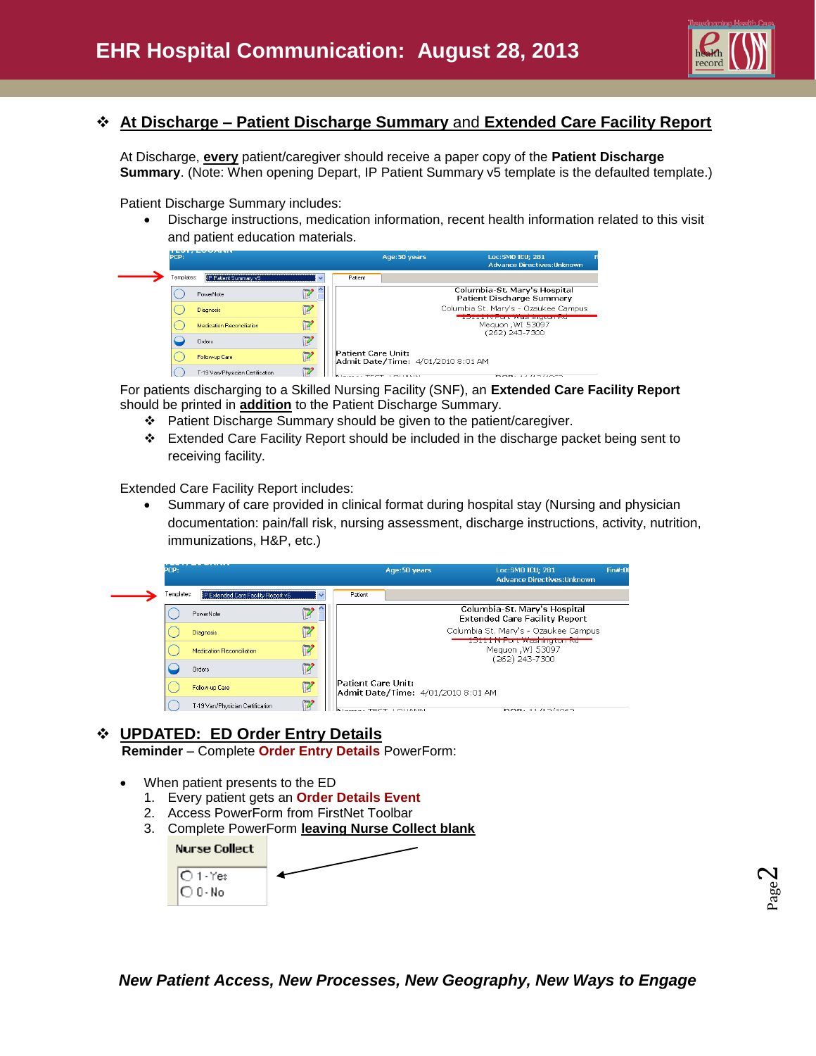# EHR Hospital Communication: August 28, 2013

## At Discharge – Patient Discharge Summary and Extended Care Facility Report

At Discharge, **every** patient/caregiver should receive a paper copy of the **Patient Discharge Summary**. (Note: When opening Depart, IP Patient Summary v5 template is the defaulted template.)

Patient Discharge Summary includes:

- Discharge instructions, medication information, recent health information related to this visit and patient education materials.

For patients discharging to a Skilled Nursing Facility (SNF), an **Extended Care Facility Report** should be printed in **addition** to the Patient Discharge Summary.

- Patient Discharge Summary should be given to the patient/caregiver.
- Extended Care Facility Report should be included in the discharge packet being sent to receiving facility.

Extended Care Facility Report includes:

- Summary of care provided in clinical format during hospital stay (Nursing and physician documentation: pain/fall risk, nursing assessment, discharge instructions, activity, nutrition, immunizations, H&P, etc.)

## UPDATED: ED Order Entry Details

**Reminder** – Complete **Order Entry Details** PowerForm:

- When patient presents to the ED
  1. Every patient gets an **Order Details Event**
  2. Access PowerForm from FirstNet Toolbar
  3. Complete PowerForm **leaving Nurse Collect blank**

*New Patient Access, New Processes, New Geography, New Ways to Engage*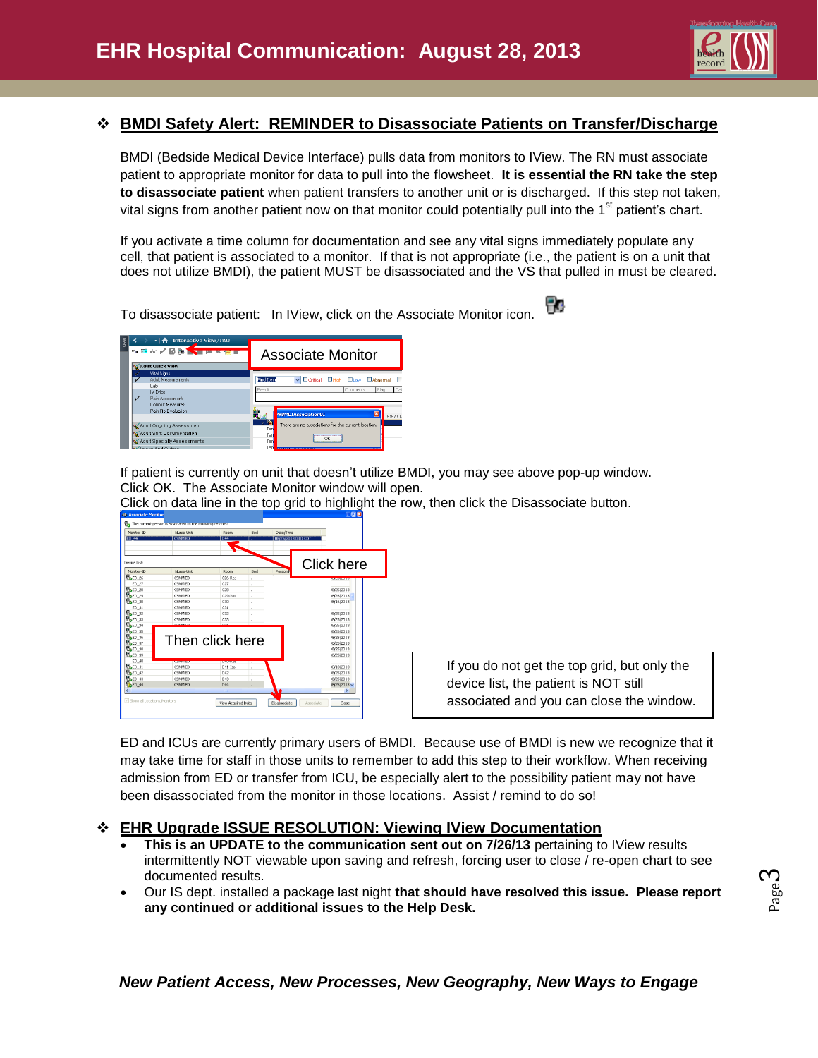# EHR Hospital Communication: August 28, 2013

## ❖ BMDI Safety Alert: REMINDER to Disassociate Patients on Transfer/Discharge

BMDI (Bedside Medical Device Interface) pulls data from monitors to IView. The RN must associate patient to appropriate monitor for data to pull into the flowsheet. **It is essential the RN take the step to disassociate patient** when patient transfers to another unit or is discharged. If this step not taken, vital signs from another patient now on that monitor could potentially pull into the 1st patient's chart.

If you activate a time column for documentation and see any vital signs immediately populate any cell, that patient is associated to a monitor. If that is not appropriate (i.e., the patient is on a unit that does not utilize BMDI), the patient MUST be disassociated and the VS that pulled in must be cleared.

To disassociate patient: In IView, click on the Associate Monitor icon.

Associate Monitor

If patient is currently on unit that doesn't utilize BMDI, you may see above pop-up window. Click OK. The Associate Monitor window will open.
Click on data line in the top grid to highlight the row, then click the Disassociate button.

Click here

Then click here

If you do not get the top grid, but only the device list, the patient is NOT still associated and you can close the window.

ED and ICUs are currently primary users of BMDI. Because use of BMDI is new we recognize that it may take time for staff in those units to remember to add this step to their workflow. When receiving admission from ED or transfer from ICU, be especially alert to the possibility patient may not have been disassociated from the monitor in those locations. Assist / remind to do so!

## ❖ EHR Upgrade ISSUE RESOLUTION: Viewing IView Documentation

- **This is an UPDATE to the communication sent out on 7/26/13** pertaining to IView results intermittently NOT viewable upon saving and refresh, forcing user to close / re-open chart to see documented results.
- Our IS dept. installed a package last night **that should have resolved this issue. Please report any continued or additional issues to the Help Desk.**

***New Patient Access, New Processes, New Geography, New Ways to Engage***